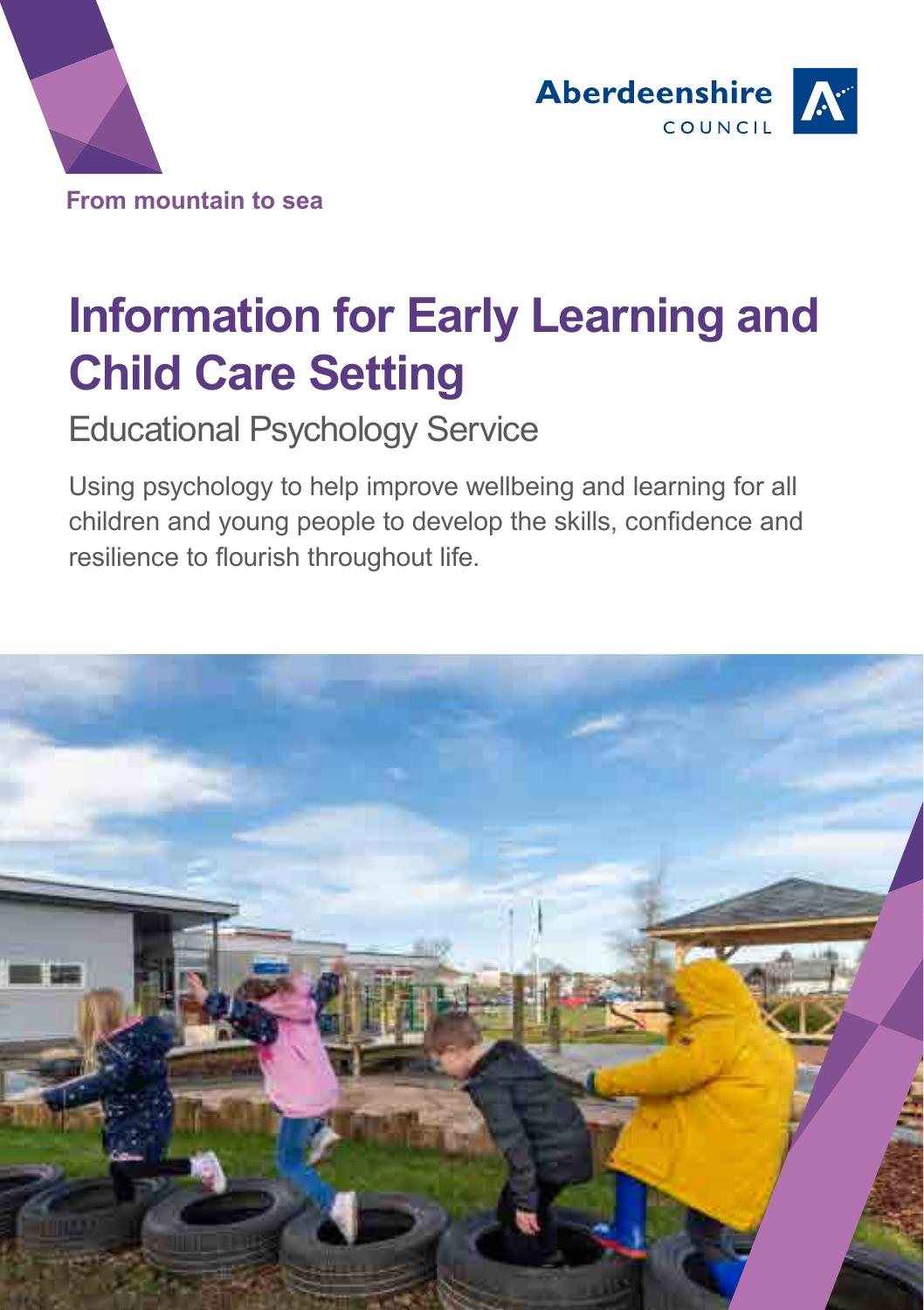Aberdeenshire COUNCIL

From mountain to sea

# Information for Early Learning and Child Care Setting

## Educational Psychology Service

Using psychology to help improve wellbeing and learning for all children and young people to develop the skills, confidence and resilience to flourish throughout life.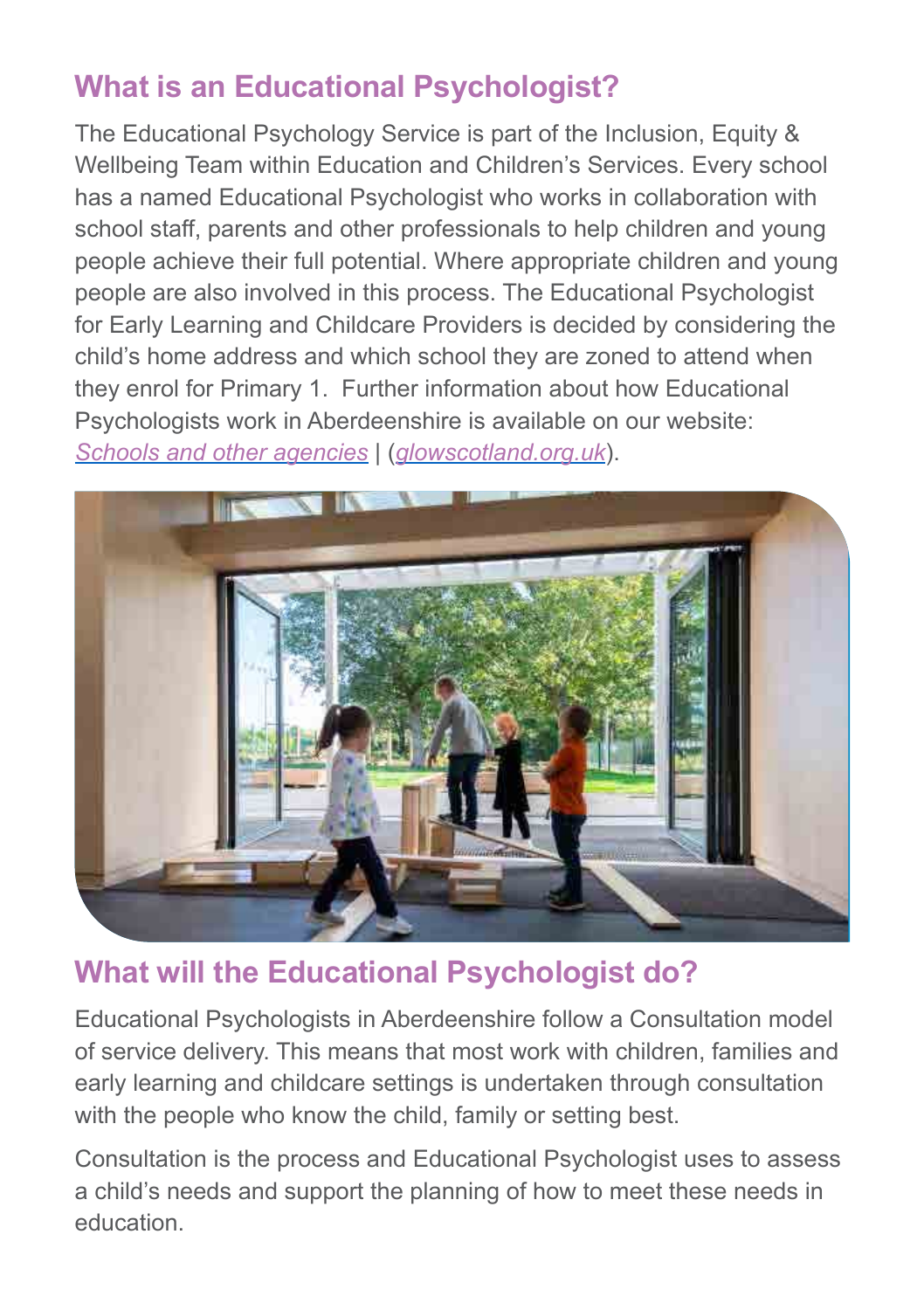## What is an Educational Psychologist?

The Educational Psychology Service is part of the Inclusion, Equity & Wellbeing Team within Education and Children's Services. Every school has a named Educational Psychologist who works in collaboration with school staff, parents and other professionals to help children and young people achieve their full potential. Where appropriate children and young people are also involved in this process. The Educational Psychologist for Early Learning and Childcare Providers is decided by considering the child's home address and which school they are zoned to attend when they enrol for Primary 1.  Further information about how Educational Psychologists work in Aberdeenshire is available on our website: *Schools and other agencies* | (*glowscotland.org.uk*).

## What will the Educational Psychologist do?

Educational Psychologists in Aberdeenshire follow a Consultation model of service delivery. This means that most work with children, families and early learning and childcare settings is undertaken through consultation with the people who know the child, family or setting best.

Consultation is the process and Educational Psychologist uses to assess a child's needs and support the planning of how to meet these needs in education.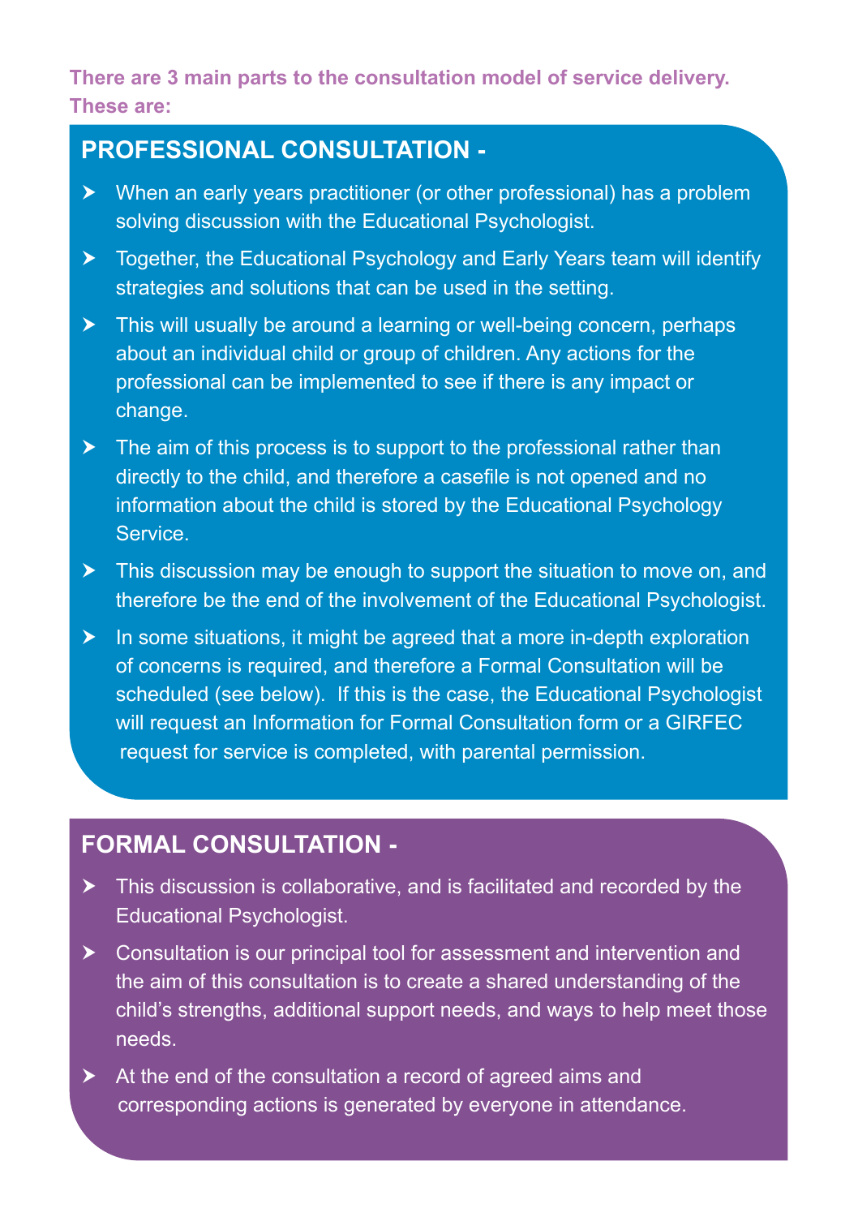**There are 3 main parts to the consultation model of service delivery. These are:**

## PROFESSIONAL CONSULTATION -

- When an early years practitioner (or other professional) has a problem solving discussion with the Educational Psychologist.
- Together, the Educational Psychology and Early Years team will identify strategies and solutions that can be used in the setting.
- This will usually be around a learning or well-being concern, perhaps about an individual child or group of children. Any actions for the professional can be implemented to see if there is any impact or change.
- The aim of this process is to support to the professional rather than directly to the child, and therefore a casefile is not opened and no information about the child is stored by the Educational Psychology Service.
- This discussion may be enough to support the situation to move on, and therefore be the end of the involvement of the Educational Psychologist.
- In some situations, it might be agreed that a more in-depth exploration of concerns is required, and therefore a Formal Consultation will be scheduled (see below). If this is the case, the Educational Psychologist will request an Information for Formal Consultation form or a GIRFEC request for service is completed, with parental permission.

## FORMAL CONSULTATION -

- This discussion is collaborative, and is facilitated and recorded by the Educational Psychologist.
- Consultation is our principal tool for assessment and intervention and the aim of this consultation is to create a shared understanding of the child's strengths, additional support needs, and ways to help meet those needs.
- At the end of the consultation a record of agreed aims and corresponding actions is generated by everyone in attendance.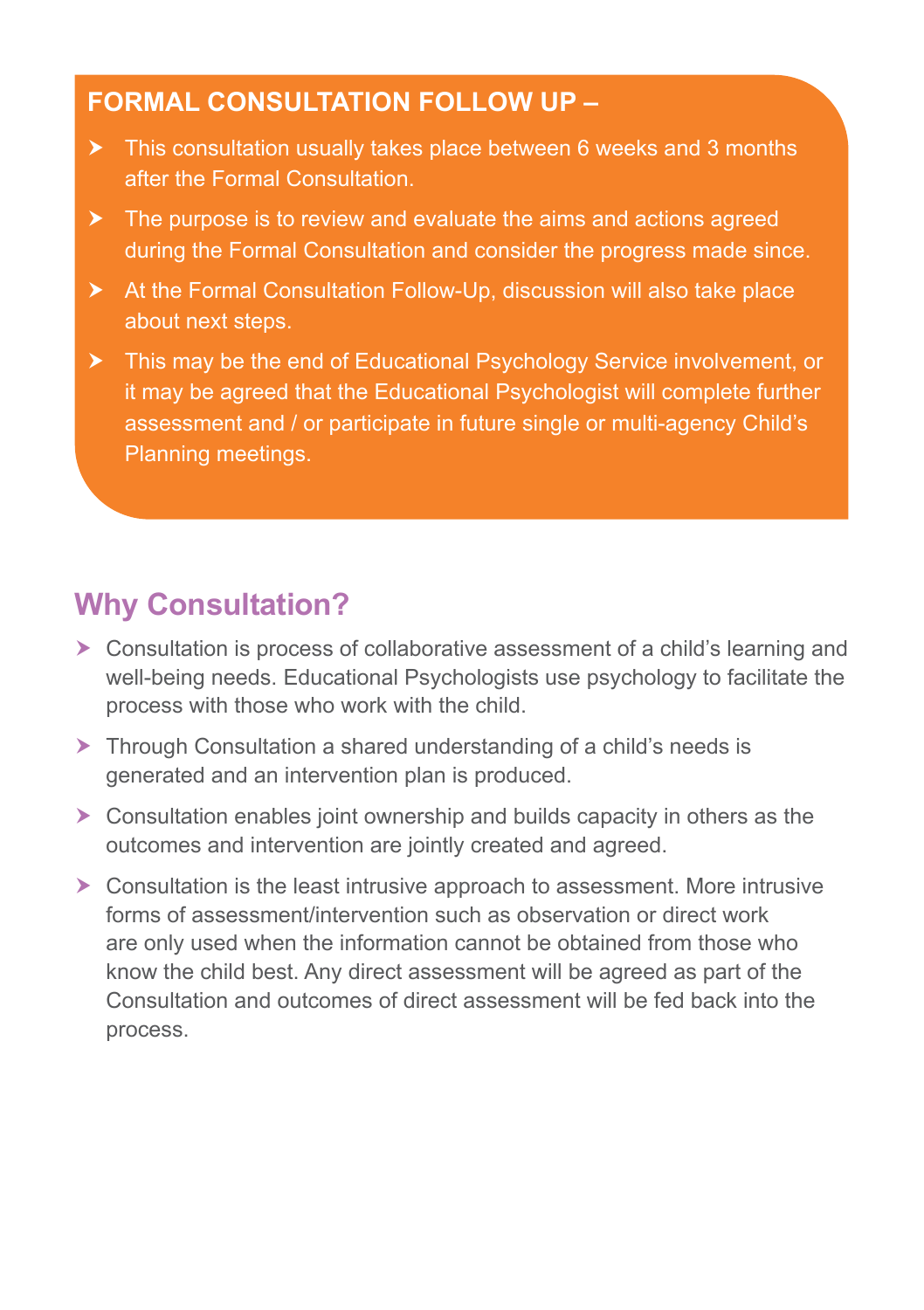## FORMAL CONSULTATION FOLLOW UP –

- This consultation usually takes place between 6 weeks and 3 months after the Formal Consultation.
- The purpose is to review and evaluate the aims and actions agreed during the Formal Consultation and consider the progress made since.
- At the Formal Consultation Follow-Up, discussion will also take place about next steps.
- This may be the end of Educational Psychology Service involvement, or it may be agreed that the Educational Psychologist will complete further assessment and / or participate in future single or multi-agency Child's Planning meetings.

## Why Consultation?

- Consultation is process of collaborative assessment of a child's learning and well-being needs. Educational Psychologists use psychology to facilitate the process with those who work with the child.
- Through Consultation a shared understanding of a child's needs is generated and an intervention plan is produced.
- Consultation enables joint ownership and builds capacity in others as the outcomes and intervention are jointly created and agreed.
- Consultation is the least intrusive approach to assessment. More intrusive forms of assessment/intervention such as observation or direct work are only used when the information cannot be obtained from those who know the child best. Any direct assessment will be agreed as part of the Consultation and outcomes of direct assessment will be fed back into the process.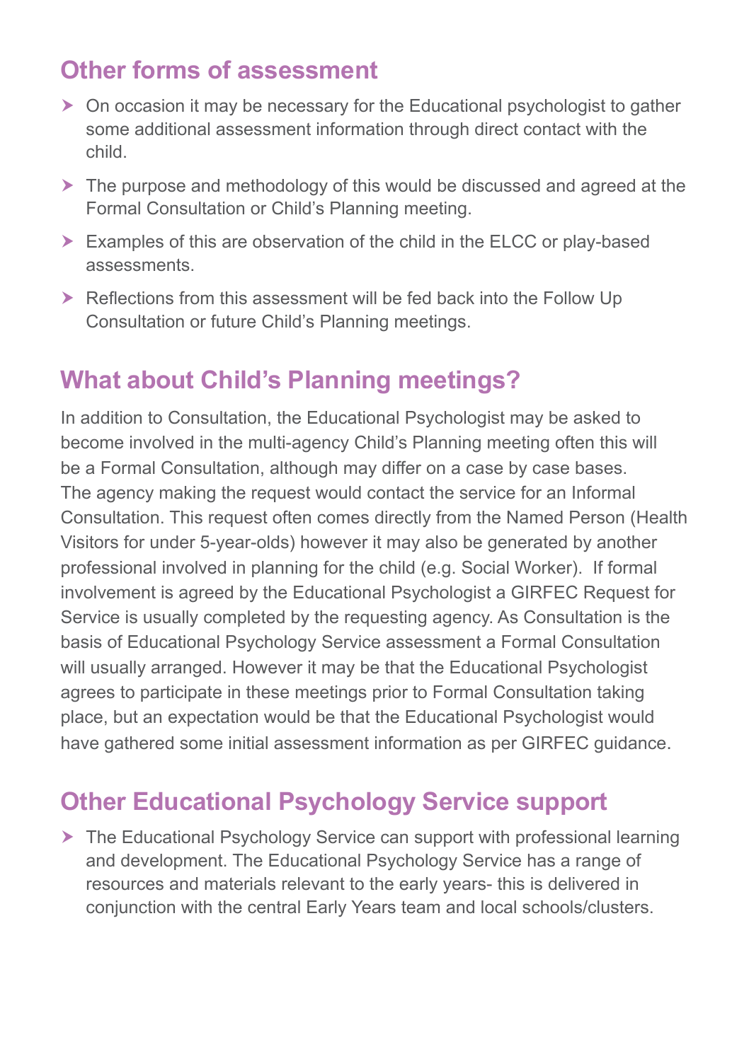## Other forms of assessment

- On occasion it may be necessary for the Educational psychologist to gather some additional assessment information through direct contact with the child.
- The purpose and methodology of this would be discussed and agreed at the Formal Consultation or Child's Planning meeting.
- Examples of this are observation of the child in the ELCC or play-based assessments.
- Reflections from this assessment will be fed back into the Follow Up Consultation or future Child's Planning meetings.

## What about Child's Planning meetings?

In addition to Consultation, the Educational Psychologist may be asked to become involved in the multi-agency Child's Planning meeting often this will be a Formal Consultation, although may differ on a case by case bases. The agency making the request would contact the service for an Informal Consultation. This request often comes directly from the Named Person (Health Visitors for under 5-year-olds) however it may also be generated by another professional involved in planning for the child (e.g. Social Worker). If formal involvement is agreed by the Educational Psychologist a GIRFEC Request for Service is usually completed by the requesting agency. As Consultation is the basis of Educational Psychology Service assessment a Formal Consultation will usually arranged. However it may be that the Educational Psychologist agrees to participate in these meetings prior to Formal Consultation taking place, but an expectation would be that the Educational Psychologist would have gathered some initial assessment information as per GIRFEC guidance.

## Other Educational Psychology Service support

- The Educational Psychology Service can support with professional learning and development. The Educational Psychology Service has a range of resources and materials relevant to the early years- this is delivered in conjunction with the central Early Years team and local schools/clusters.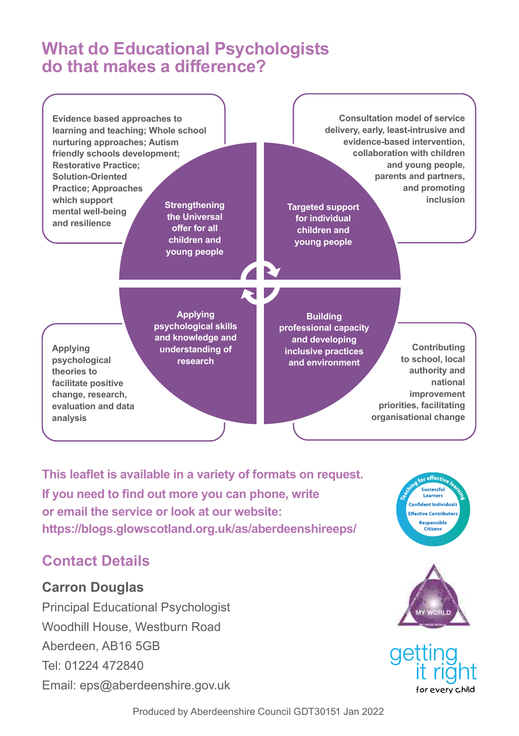# What do Educational Psychologists do that makes a difference?

Evidence based approaches to learning and teaching; Whole school nurturing approaches; Autism friendly schools development; Restorative Practice; Solution-Oriented Practice; Approaches which support mental well-being and resilience

Strengthening the Universal offer for all children and young people

Targeted support for individual children and young people

Consultation model of service delivery, early, least-intrusive and evidence-based intervention, collaboration with children and young people, parents and partners, and promoting inclusion

Applying psychological skills and knowledge and understanding of research

Applying psychological theories to facilitate positive change, research, evaluation and data analysis

Building professional capacity and developing inclusive practices and environment

Contributing to school, local authority and national improvement priorities, facilitating organisational change

**This leaflet is available in a variety of formats on request. If you need to find out more you can phone, write or email the service or look at our website: https://blogs.glowscotland.org.uk/as/aberdeenshireeps/**

Teaching for effective learning: Successful Learners, Confident Individuals, Effective Contributors, Responsible Citizens

## Contact Details

### Carron Douglas

Principal Educational Psychologist
Woodhill House, Westburn Road
Aberdeen, AB16 5GB
Tel: 01224 472840
Email: eps@aberdeenshire.gov.uk

MY WORLD

getting it right for every child

Produced by Aberdeenshire Council GDT30151 Jan 2022